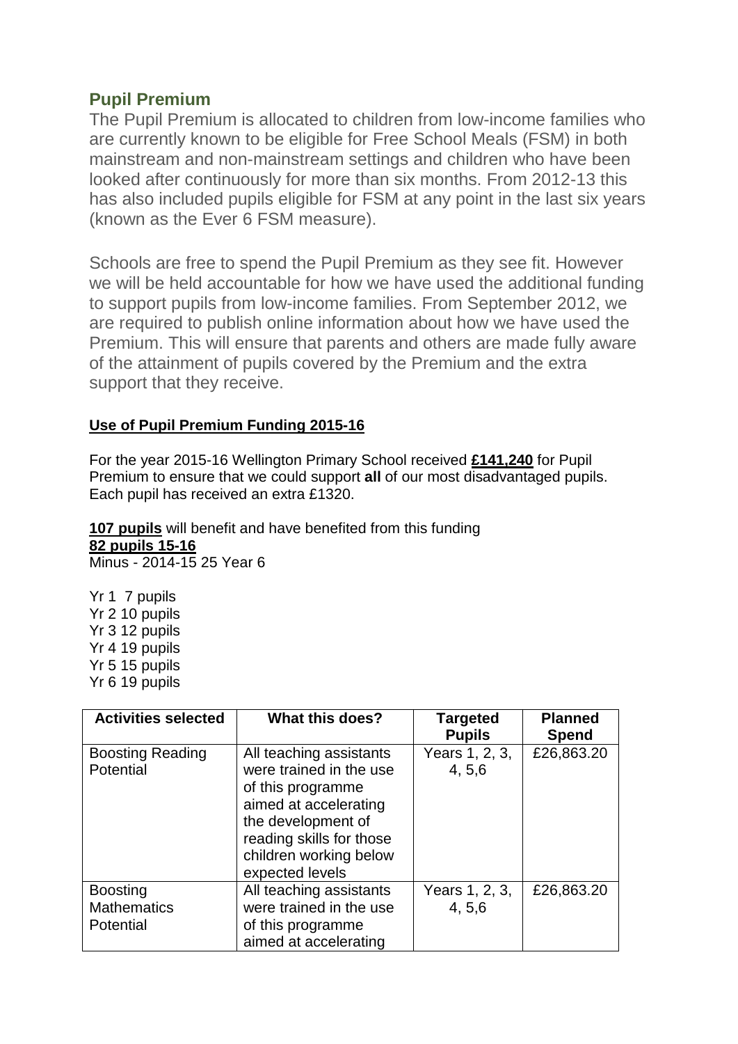## Pupil Premium

The Pupil Premium is allocated to children from low-income families who are currently known to be eligible for Free School Meals (FSM) in both mainstream and non-mainstream settings and children who have been looked after continuously for more than six months. From 2012-13 this has also included pupils eligible for FSM at any point in the last six years (known as the Ever 6 FSM measure).

Schools are free to spend the Pupil Premium as they see fit. However we will be held accountable for how we have used the additional funding to support pupils from low-income families. From September 2012, we are required to publish online information about how we have used the Premium. This will ensure that parents and others are made fully aware of the attainment of pupils covered by the Premium and the extra support that they receive.

**Use of Pupil Premium Funding 2015-16**

For the year 2015-16 Wellington Primary School received **£141,240** for Pupil Premium to ensure that we could support **all** of our most disadvantaged pupils. Each pupil has received an extra £1320.

**107 pupils** will benefit and have benefited from this funding
**82 pupils 15-16**
Minus - 2014-15 25 Year 6

Yr 1 7 pupils
Yr 2 10 pupils
Yr 3 12 pupils
Yr 4 19 pupils
Yr 5 15 pupils
Yr 6 19 pupils

| Activities selected | What this does? | Targeted Pupils | Planned Spend |
|---|---|---|---|
| Boosting Reading Potential | All teaching assistants were trained in the use of this programme aimed at accelerating the development of reading skills for those children working below expected levels | Years 1, 2, 3, 4, 5,6 | £26,863.20 |
| Boosting Mathematics Potential | All teaching assistants were trained in the use of this programme aimed at accelerating | Years 1, 2, 3, 4, 5,6 | £26,863.20 |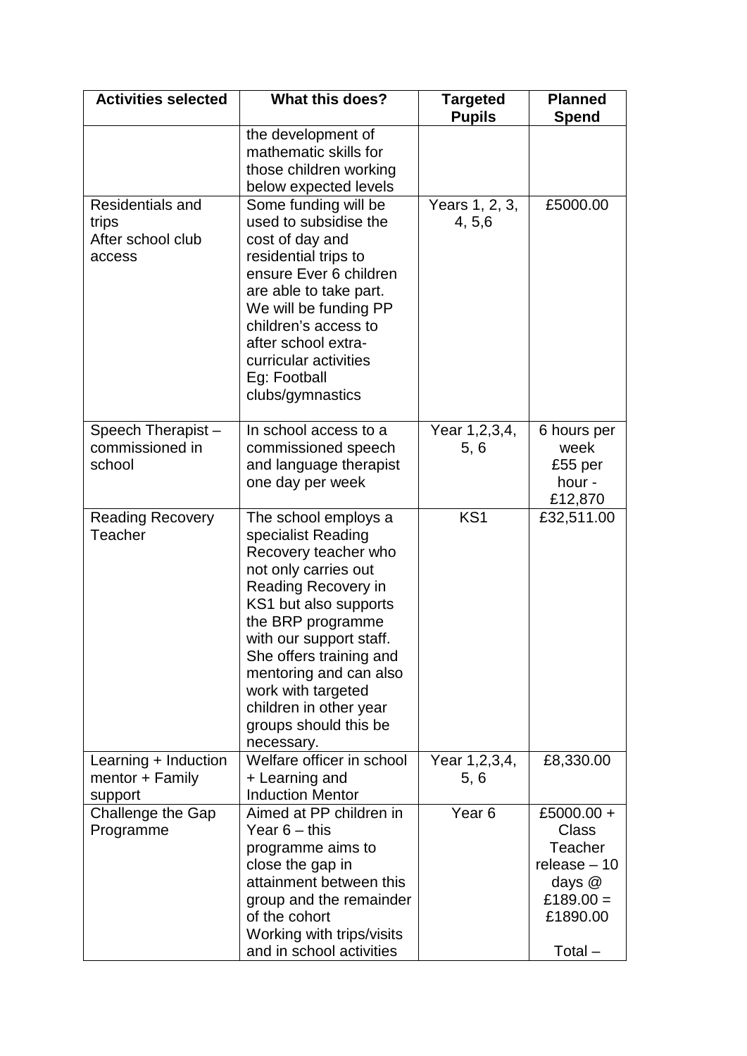| Activities selected | What this does? | Targeted Pupils | Planned Spend |
| --- | --- | --- | --- |
| | the development of mathematic skills for those children working below expected levels | | |
| Residentials and trips After school club access | Some funding will be used to subsidise the cost of day and residential trips to ensure Ever 6 children are able to take part. We will be funding PP children's access to after school extra-curricular activities Eg: Football clubs/gymnastics | Years 1, 2, 3, 4, 5,6 | £5000.00 |
| Speech Therapist – commissioned in school | In school access to a commissioned speech and language therapist one day per week | Year 1,2,3,4, 5, 6 | 6 hours per week £55 per hour - £12,870 |
| Reading Recovery Teacher | The school employs a specialist Reading Recovery teacher who not only carries out Reading Recovery in KS1 but also supports the BRP programme with our support staff. She offers training and mentoring and can also work with targeted children in other year groups should this be necessary. | KS1 | £32,511.00 |
| Learning + Induction mentor + Family support | Welfare officer in school + Learning and Induction Mentor | Year 1,2,3,4, 5, 6 | £8,330.00 |
| Challenge the Gap Programme | Aimed at PP children in Year 6 – this programme aims to close the gap in attainment between this group and the remainder of the cohort Working with trips/visits and in school activities | Year 6 | £5000.00 + Class Teacher release – 10 days @ £189.00 = £1890.00 Total – |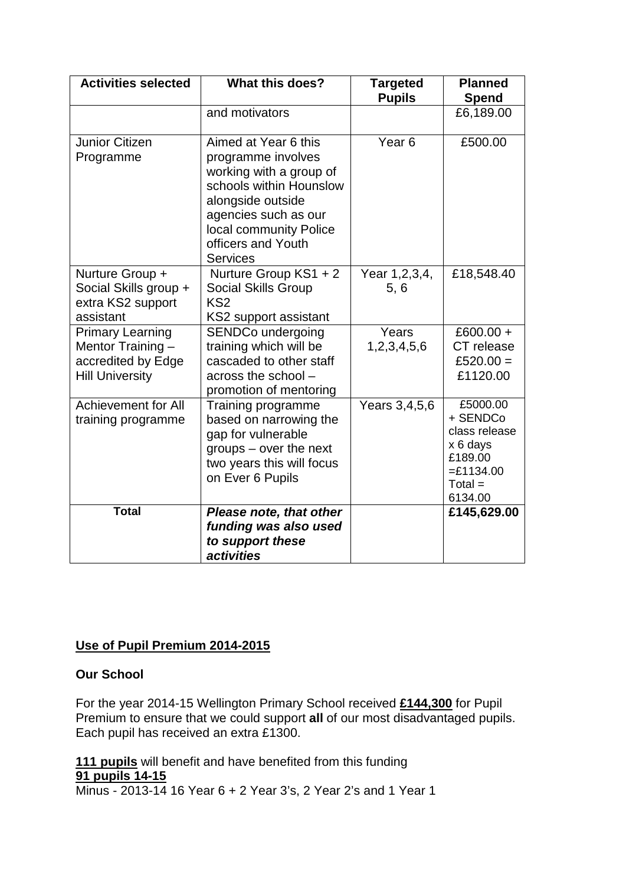| Activities selected | What this does? | Targeted Pupils | Planned Spend |
|---|---|---|---|
| | and motivators | | £6,189.00 |
| Junior Citizen Programme | Aimed at Year 6 this programme involves working with a group of schools within Hounslow alongside outside agencies such as our local community Police officers and Youth Services | Year 6 | £500.00 |
| Nurture Group + Social Skills group + extra KS2 support assistant | Nurture Group KS1 + 2<br>Social Skills Group KS2<br>KS2 support assistant | Year 1,2,3,4, 5, 6 | £18,548.40 |
| Primary Learning Mentor Training – accredited by Edge Hill University | SENDCo undergoing training which will be cascaded to other staff across the school – promotion of mentoring | Years 1,2,3,4,5,6 | £600.00 + CT release £520.00 = £1120.00 |
| Achievement for All training programme | Training programme based on narrowing the gap for vulnerable groups – over the next two years this will focus on Ever 6 Pupils | Years 3,4,5,6 | £5000.00 + SENDCo class release x 6 days £189.00 =£1134.00 Total = 6134.00 |
| **Total** | ***Please note, that other funding was also used to support these activities*** | | **£145,629.00** |

## Use of Pupil Premium 2014-2015

**Our School**

For the year 2014-15 Wellington Primary School received **£144,300** for Pupil Premium to ensure that we could support **all** of our most disadvantaged pupils. Each pupil has received an extra £1300.

**111 pupils** will benefit and have benefited from this funding
**91 pupils 14-15**
Minus - 2013-14 16 Year 6 + 2 Year 3's, 2 Year 2's and 1 Year 1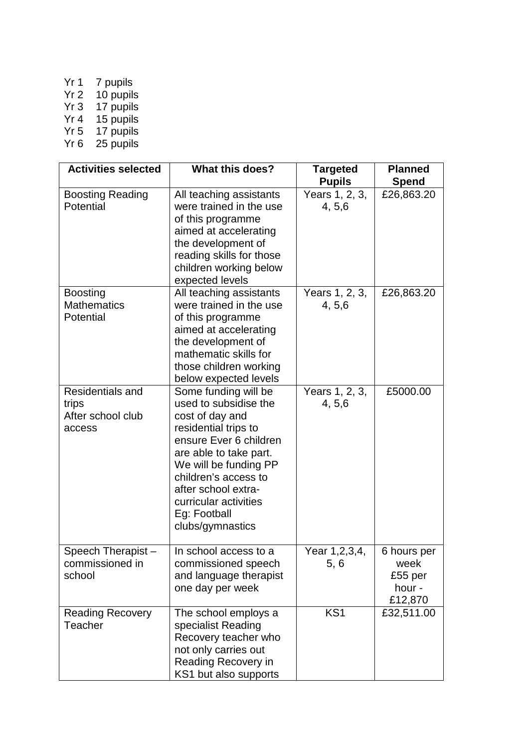Yr 1 7 pupils
Yr 2 10 pupils
Yr 3 17 pupils
Yr 4 15 pupils
Yr 5 17 pupils
Yr 6 25 pupils

| Activities selected | What this does? | Targeted Pupils | Planned Spend |
|---|---|---|---|
| Boosting Reading Potential | All teaching assistants were trained in the use of this programme aimed at accelerating the development of reading skills for those children working below expected levels | Years 1, 2, 3, 4, 5,6 | £26,863.20 |
| Boosting Mathematics Potential | All teaching assistants were trained in the use of this programme aimed at accelerating the development of mathematic skills for those children working below expected levels | Years 1, 2, 3, 4, 5,6 | £26,863.20 |
| Residentials and trips<br>After school club access | Some funding will be used to subsidise the cost of day and residential trips to ensure Ever 6 children are able to take part. We will be funding PP children's access to after school extra-curricular activities Eg: Football clubs/gymnastics | Years 1, 2, 3, 4, 5,6 | £5000.00 |
| Speech Therapist – commissioned in school | In school access to a commissioned speech and language therapist one day per week | Year 1,2,3,4, 5, 6 | 6 hours per week £55 per hour - £12,870 |
| Reading Recovery Teacher | The school employs a specialist Reading Recovery teacher who not only carries out Reading Recovery in KS1 but also supports | KS1 | £32,511.00 |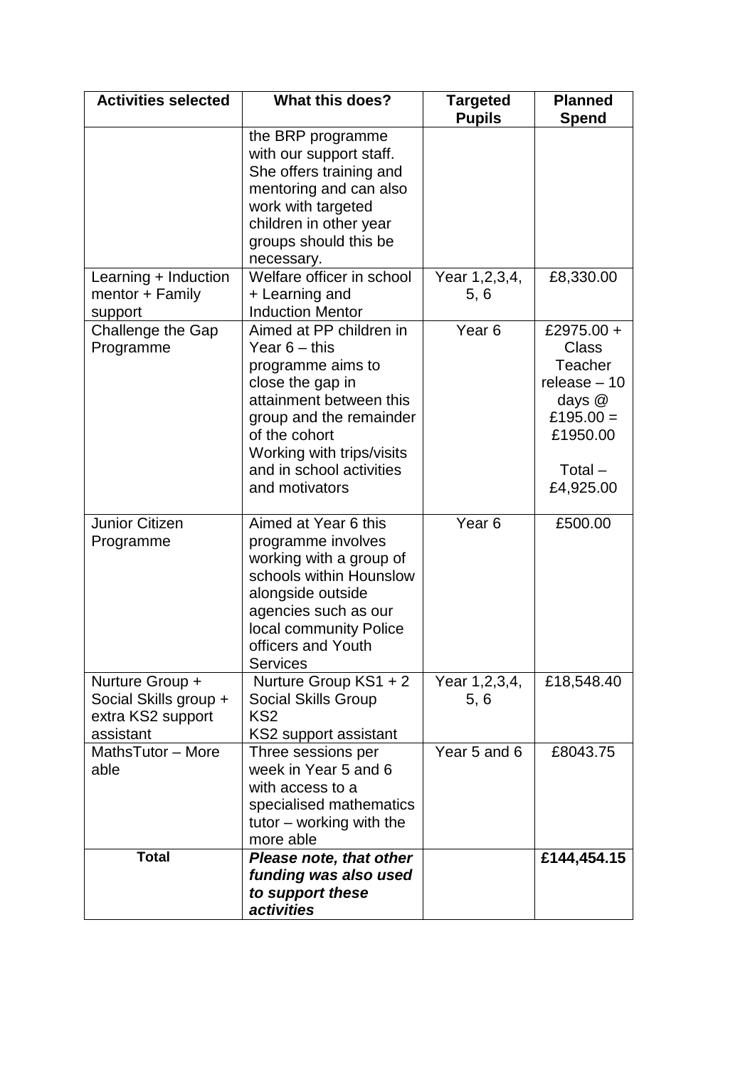| Activities selected | What this does? | Targeted Pupils | Planned Spend |
|---|---|---|---|
| | the BRP programme with our support staff. She offers training and mentoring and can also work with targeted children in other year groups should this be necessary. | | |
| Learning + Induction mentor + Family support | Welfare officer in school + Learning and Induction Mentor | Year 1,2,3,4, 5, 6 | £8,330.00 |
| Challenge the Gap Programme | Aimed at PP children in Year 6 – this programme aims to close the gap in attainment between this group and the remainder of the cohort<br>Working with trips/visits and in school activities and motivators | Year 6 | £2975.00 + Class Teacher release – 10 days @ £195.00 = £1950.00<br>Total – £4,925.00 |
| Junior Citizen Programme | Aimed at Year 6 this programme involves working with a group of schools within Hounslow alongside outside agencies such as our local community Police officers and Youth Services | Year 6 | £500.00 |
| Nurture Group + Social Skills group + extra KS2 support assistant | Nurture Group KS1 + 2<br>Social Skills Group KS2<br>KS2 support assistant | Year 1,2,3,4, 5, 6 | £18,548.40 |
| MathsTutor – More able | Three sessions per week in Year 5 and 6 with access to a specialised mathematics tutor – working with the more able | Year 5 and 6 | £8043.75 |
| **Total** | ***Please note, that other funding was also used to support these activities*** | | **£144,454.15** |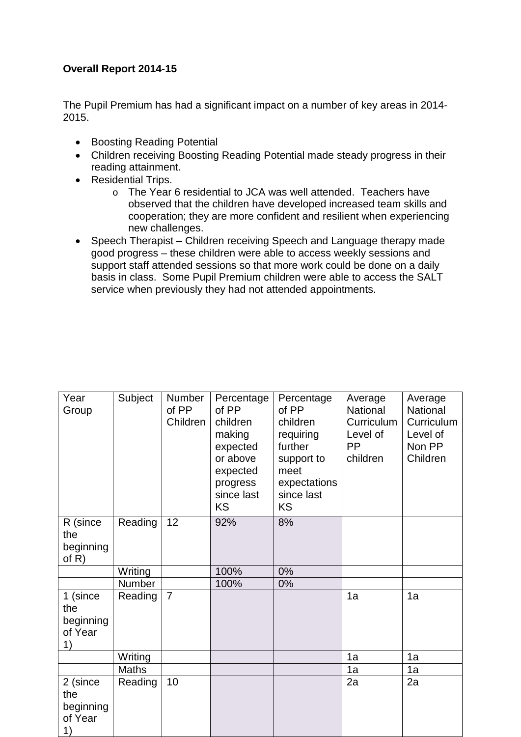**Overall Report 2014-15**

The Pupil Premium has had a significant impact on a number of key areas in 2014-2015.

- Boosting Reading Potential
- Children receiving Boosting Reading Potential made steady progress in their reading attainment.
- Residential Trips.
    - The Year 6 residential to JCA was well attended. Teachers have observed that the children have developed increased team skills and cooperation; they are more confident and resilient when experiencing new challenges.
- Speech Therapist – Children receiving Speech and Language therapy made good progress – these children were able to access weekly sessions and support staff attended sessions so that more work could be done on a daily basis in class. Some Pupil Premium children were able to access the SALT service when previously they had not attended appointments.

| Year Group | Subject | Number of PP Children | Percentage of PP children making expected or above expected progress since last KS | Percentage of PP children requiring further support to meet expectations since last KS | Average National Curriculum Level of PP children | Average National Curriculum Level of Non PP Children |
|---|---|---|---|---|---|---|
| R (since the beginning of R) | Reading | 12 | 92% | 8% | | |
| | Writing | | 100% | 0% | | |
| | Number | | 100% | 0% | | |
| 1 (since the beginning of Year 1) | Reading | 7 | | | 1a | 1a |
| | Writing | | | | 1a | 1a |
| | Maths | | | | 1a | 1a |
| 2 (since the beginning of Year 1) | Reading | 10 | | | 2a | 2a |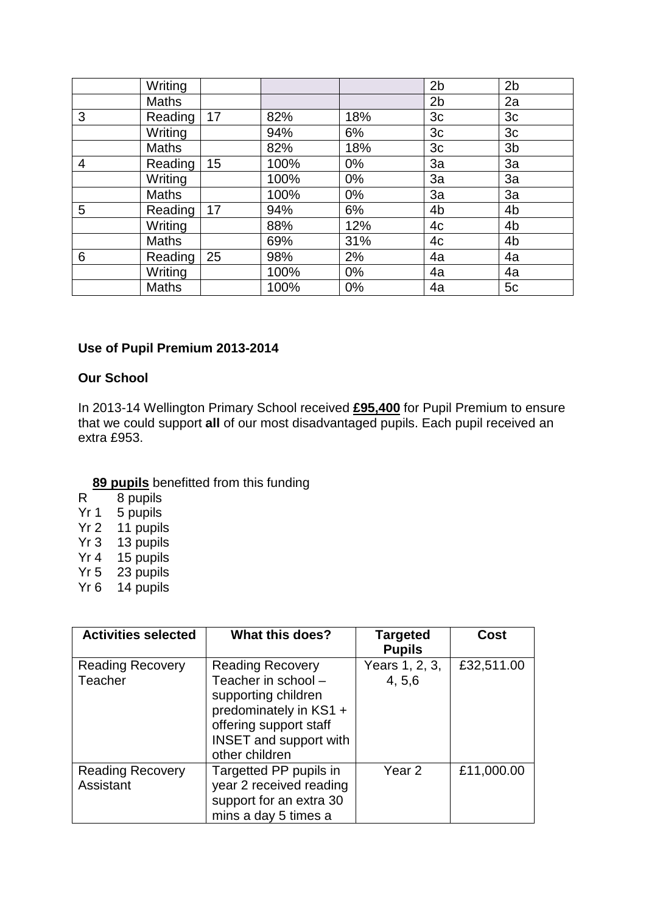|  | Writing |  |  |  | 2b | 2b |
|---|---|---|---|---|---|---|
|  | Maths |  |  |  | 2b | 2a |
| 3 | Reading | 17 | 82% | 18% | 3c | 3c |
|  | Writing |  | 94% | 6% | 3c | 3c |
|  | Maths |  | 82% | 18% | 3c | 3b |
| 4 | Reading | 15 | 100% | 0% | 3a | 3a |
|  | Writing |  | 100% | 0% | 3a | 3a |
|  | Maths |  | 100% | 0% | 3a | 3a |
| 5 | Reading | 17 | 94% | 6% | 4b | 4b |
|  | Writing |  | 88% | 12% | 4c | 4b |
|  | Maths |  | 69% | 31% | 4c | 4b |
| 6 | Reading | 25 | 98% | 2% | 4a | 4a |
|  | Writing |  | 100% | 0% | 4a | 4a |
|  | Maths |  | 100% | 0% | 4a | 5c |

### Use of Pupil Premium 2013-2014

**Our School**

In 2013-14 Wellington Primary School received **£95,400** for Pupil Premium to ensure that we could support **all** of our most disadvantaged pupils. Each pupil received an extra £953.

**89 pupils** benefitted from this funding

- R 8 pupils
- Yr 1 5 pupils
- Yr 2 11 pupils
- Yr 3 13 pupils
- Yr 4 15 pupils
- Yr 5 23 pupils
- Yr 6 14 pupils

| Activities selected | What this does? | Targeted Pupils | Cost |
|---|---|---|---|
| Reading Recovery Teacher | Reading Recovery Teacher in school – supporting children predominately in KS1 + offering support staff INSET and support with other children | Years 1, 2, 3, 4, 5,6 | £32,511.00 |
| Reading Recovery Assistant | Targetted PP pupils in year 2 received reading support for an extra 30 mins a day 5 times a | Year 2 | £11,000.00 |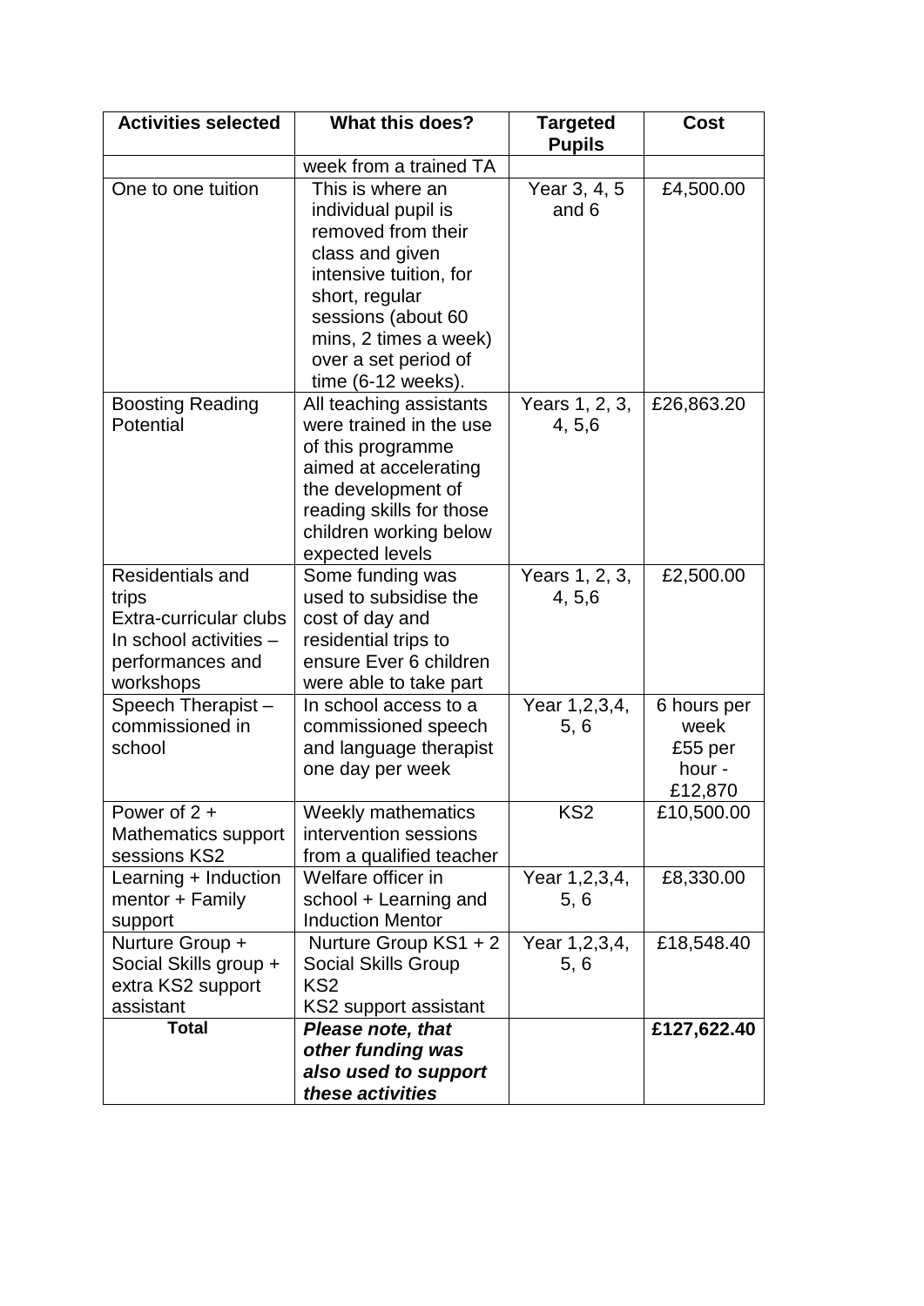| Activities selected | What this does? | Targeted Pupils | Cost |
|---|---|---|---|
| | week from a trained TA | | |
| One to one tuition | This is where an individual pupil is removed from their class and given intensive tuition, for short, regular sessions (about 60 mins, 2 times a week) over a set period of time (6-12 weeks). | Year 3, 4, 5 and 6 | £4,500.00 |
| Boosting Reading Potential | All teaching assistants were trained in the use of this programme aimed at accelerating the development of reading skills for those children working below expected levels | Years 1, 2, 3, 4, 5,6 | £26,863.20 |
| Residentials and trips Extra-curricular clubs In school activities – performances and workshops | Some funding was used to subsidise the cost of day and residential trips to ensure Ever 6 children were able to take part | Years 1, 2, 3, 4, 5,6 | £2,500.00 |
| Speech Therapist – commissioned in school | In school access to a commissioned speech and language therapist one day per week | Year 1,2,3,4, 5, 6 | 6 hours per week £55 per hour - £12,870 |
| Power of 2 + Mathematics support sessions KS2 | Weekly mathematics intervention sessions from a qualified teacher | KS2 | £10,500.00 |
| Learning + Induction mentor + Family support | Welfare officer in school + Learning and Induction Mentor | Year 1,2,3,4, 5, 6 | £8,330.00 |
| Nurture Group + Social Skills group + extra KS2 support assistant | Nurture Group KS1 + 2 Social Skills Group KS2 KS2 support assistant | Year 1,2,3,4, 5, 6 | £18,548.40 |
| **Total** | ***Please note, that other funding was also used to support these activities*** | | **£127,622.40** |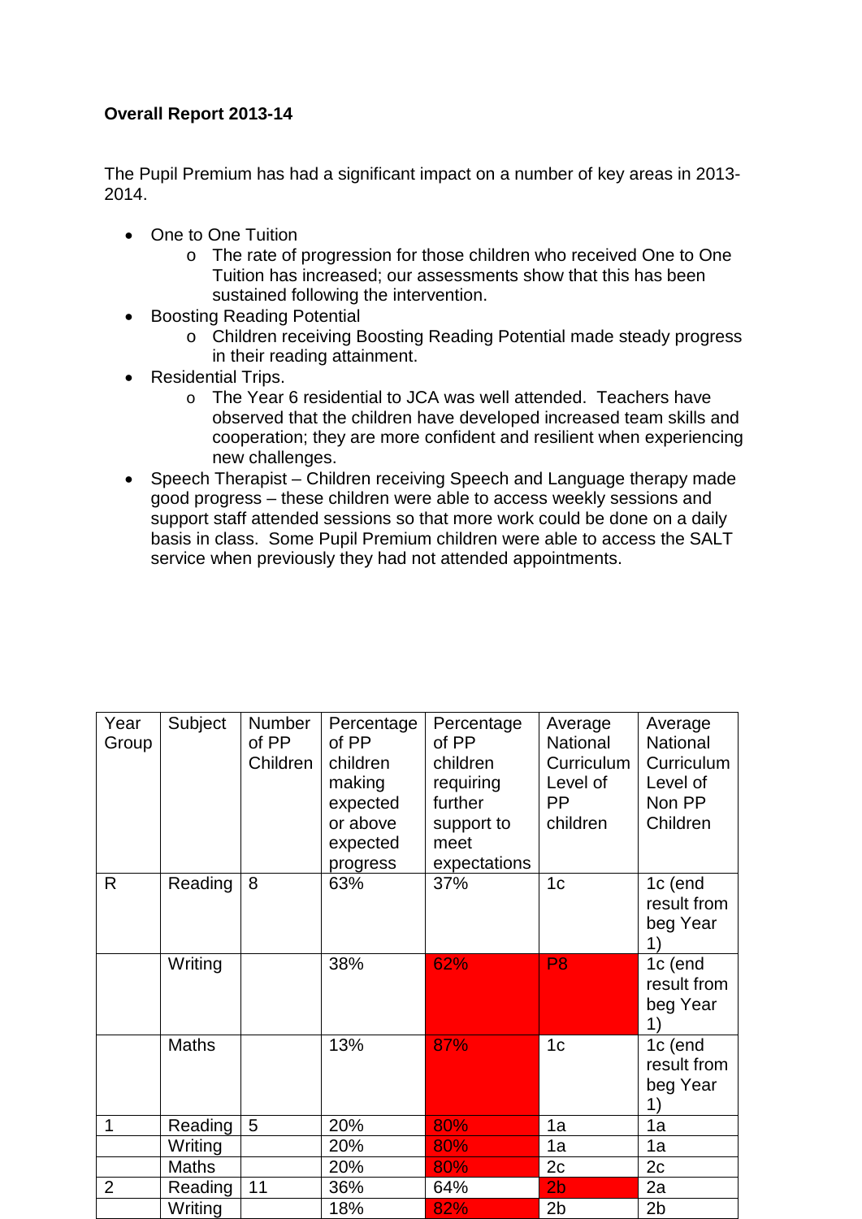**Overall Report 2013-14**

The Pupil Premium has had a significant impact on a number of key areas in 2013-2014.

- One to One Tuition
    - The rate of progression for those children who received One to One Tuition has increased; our assessments show that this has been sustained following the intervention.
- Boosting Reading Potential
    - Children receiving Boosting Reading Potential made steady progress in their reading attainment.
- Residential Trips.
    - The Year 6 residential to JCA was well attended. Teachers have observed that the children have developed increased team skills and cooperation; they are more confident and resilient when experiencing new challenges.
- Speech Therapist – Children receiving Speech and Language therapy made good progress – these children were able to access weekly sessions and support staff attended sessions so that more work could be done on a daily basis in class. Some Pupil Premium children were able to access the SALT service when previously they had not attended appointments.

| Year Group | Subject | Number of PP Children | Percentage of PP children making expected or above expected progress | Percentage of PP children requiring further support to meet expectations | Average National Curriculum Level of PP children | Average National Curriculum Level of Non PP Children |
|---|---|---|---|---|---|---|
| R | Reading | 8 | 63% | 37% | 1c | 1c (end result from beg Year 1) |
| | Writing | | 38% | 62% | P8 | 1c (end result from beg Year 1) |
| | Maths | | 13% | 87% | 1c | 1c (end result from beg Year 1) |
| 1 | Reading | 5 | 20% | 80% | 1a | 1a |
| | Writing | | 20% | 80% | 1a | 1a |
| | Maths | | 20% | 80% | 2c | 2c |
| 2 | Reading | 11 | 36% | 64% | 2b | 2a |
| | Writing | | 18% | 82% | 2b | 2b |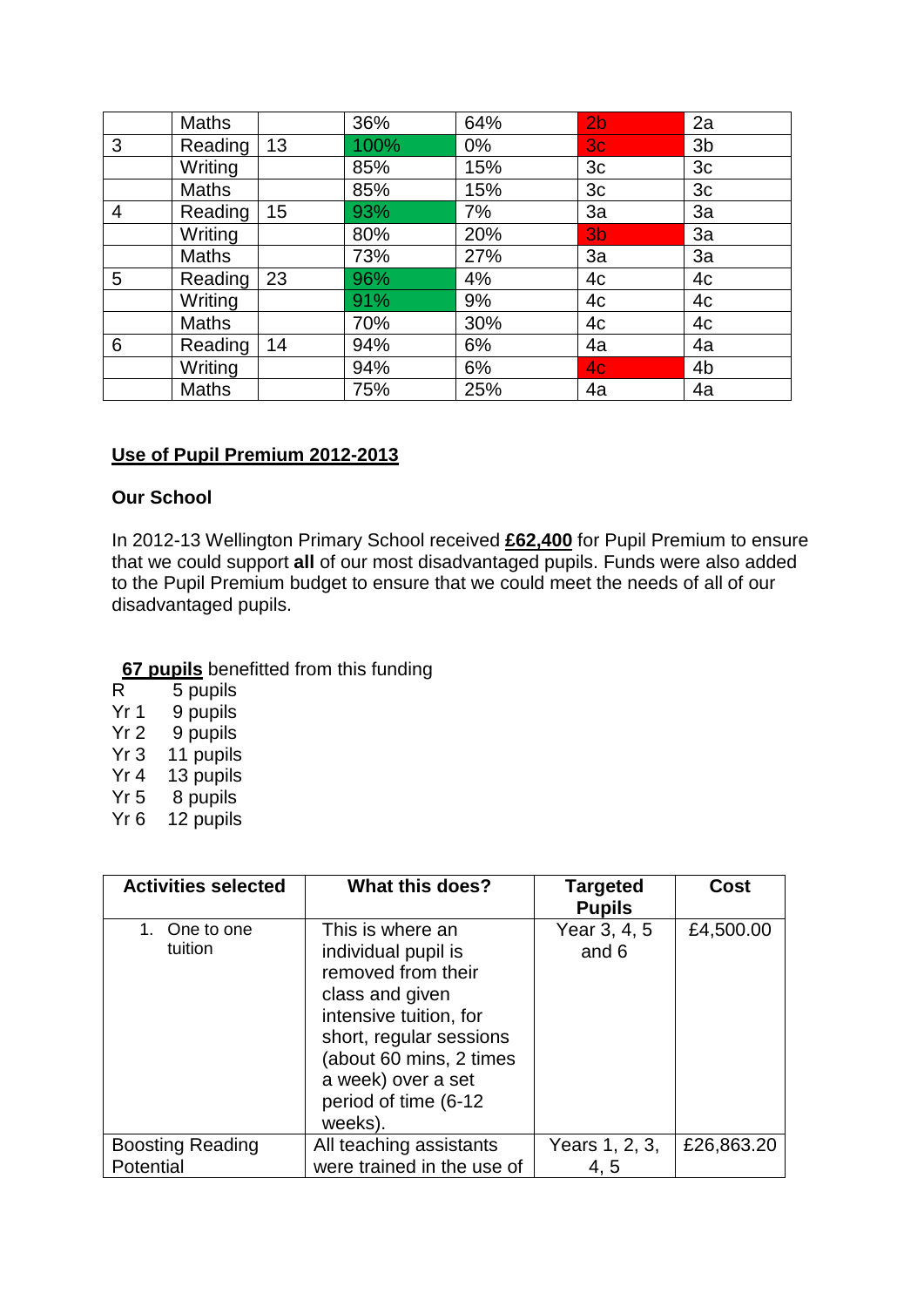| | | | | | | |
|---|---|---|---|---|---|---|
| | Maths | | 36% | 64% | 2b | 2a |
| 3 | Reading | 13 | 100% | 0% | 3c | 3b |
| | Writing | | 85% | 15% | 3c | 3c |
| | Maths | | 85% | 15% | 3c | 3c |
| 4 | Reading | 15 | 93% | 7% | 3a | 3a |
| | Writing | | 80% | 20% | 3b | 3a |
| | Maths | | 73% | 27% | 3a | 3a |
| 5 | Reading | 23 | 96% | 4% | 4c | 4c |
| | Writing | | 91% | 9% | 4c | 4c |
| | Maths | | 70% | 30% | 4c | 4c |
| 6 | Reading | 14 | 94% | 6% | 4a | 4a |
| | Writing | | 94% | 6% | 4c | 4b |
| | Maths | | 75% | 25% | 4a | 4a |

## Use of Pupil Premium 2012-2013

### Our School

In 2012-13 Wellington Primary School received **£62,400** for Pupil Premium to ensure that we could support **all** of our most disadvantaged pupils. Funds were also added to the Pupil Premium budget to ensure that we could meet the needs of all of our disadvantaged pupils.

**67 pupils** benefitted from this funding

R 5 pupils
Yr 1 9 pupils
Yr 2 9 pupils
Yr 3 11 pupils
Yr 4 13 pupils
Yr 5 8 pupils
Yr 6 12 pupils

| Activities selected | What this does? | Targeted Pupils | Cost |
|---|---|---|---|
| 1. One to one tuition | This is where an individual pupil is removed from their class and given intensive tuition, for short, regular sessions (about 60 mins, 2 times a week) over a set period of time (6-12 weeks). | Year 3, 4, 5 and 6 | £4,500.00 |
| Boosting Reading Potential | All teaching assistants were trained in the use of | Years 1, 2, 3, 4, 5 | £26,863.20 |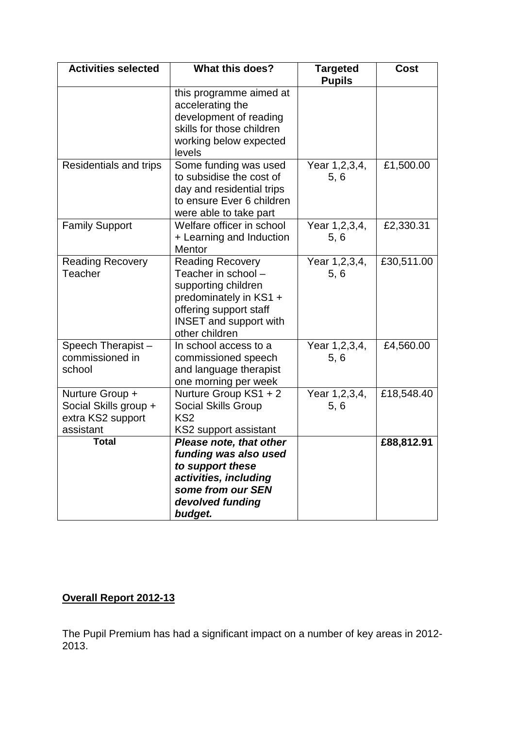| Activities selected | What this does? | Targeted Pupils | Cost |
|---|---|---|---|
| | this programme aimed at accelerating the development of reading skills for those children working below expected levels | | |
| Residentials and trips | Some funding was used to subsidise the cost of day and residential trips to ensure Ever 6 children were able to take part | Year 1,2,3,4, 5, 6 | £1,500.00 |
| Family Support | Welfare officer in school + Learning and Induction Mentor | Year 1,2,3,4, 5, 6 | £2,330.31 |
| Reading Recovery Teacher | Reading Recovery Teacher in school – supporting children predominately in KS1 + offering support staff INSET and support with other children | Year 1,2,3,4, 5, 6 | £30,511.00 |
| Speech Therapist – commissioned in school | In school access to a commissioned speech and language therapist one morning per week | Year 1,2,3,4, 5, 6 | £4,560.00 |
| Nurture Group + Social Skills group + extra KS2 support assistant | Nurture Group KS1 + 2<br>Social Skills Group KS2<br>KS2 support assistant | Year 1,2,3,4, 5, 6 | £18,548.40 |
| **Total** | ***Please note, that other funding was also used to support these activities, including some from our SEN devolved funding budget.*** | | **£88,812.91** |

**Overall Report 2012-13**

The Pupil Premium has had a significant impact on a number of key areas in 2012-2013.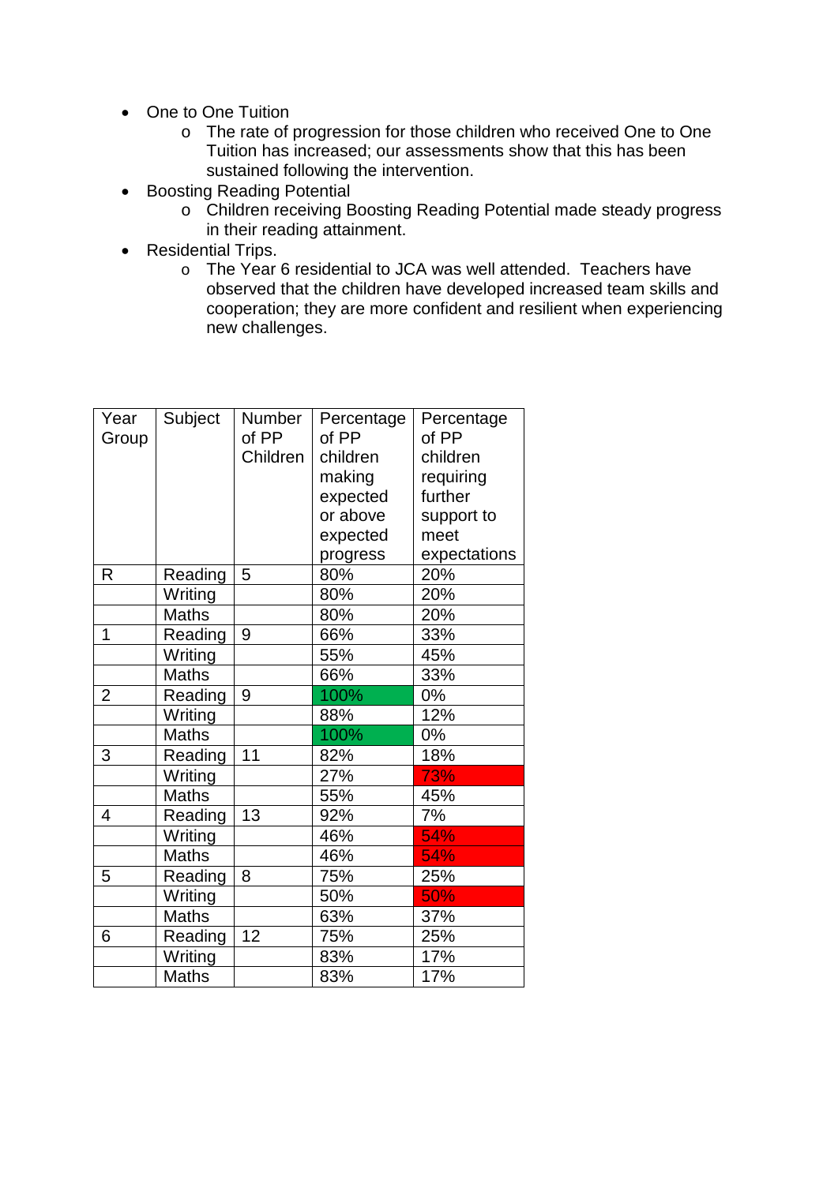- One to One Tuition
  - The rate of progression for those children who received One to One Tuition has increased; our assessments show that this has been sustained following the intervention.
- Boosting Reading Potential
  - Children receiving Boosting Reading Potential made steady progress in their reading attainment.
- Residential Trips.
  - The Year 6 residential to JCA was well attended. Teachers have observed that the children have developed increased team skills and cooperation; they are more confident and resilient when experiencing new challenges.

| Year Group | Subject | Number of PP Children | Percentage of PP children making expected or above expected progress | Percentage of PP children requiring further support to meet expectations |
|---|---|---|---|---|
| R | Reading | 5 | 80% | 20% |
| | Writing | | 80% | 20% |
| | Maths | | 80% | 20% |
| 1 | Reading | 9 | 66% | 33% |
| | Writing | | 55% | 45% |
| | Maths | | 66% | 33% |
| 2 | Reading | 9 | 100% | 0% |
| | Writing | | 88% | 12% |
| | Maths | | 100% | 0% |
| 3 | Reading | 11 | 82% | 18% |
| | Writing | | 27% | 73% |
| | Maths | | 55% | 45% |
| 4 | Reading | 13 | 92% | 7% |
| | Writing | | 46% | 54% |
| | Maths | | 46% | 54% |
| 5 | Reading | 8 | 75% | 25% |
| | Writing | | 50% | 50% |
| | Maths | | 63% | 37% |
| 6 | Reading | 12 | 75% | 25% |
| | Writing | | 83% | 17% |
| | Maths | | 83% | 17% |